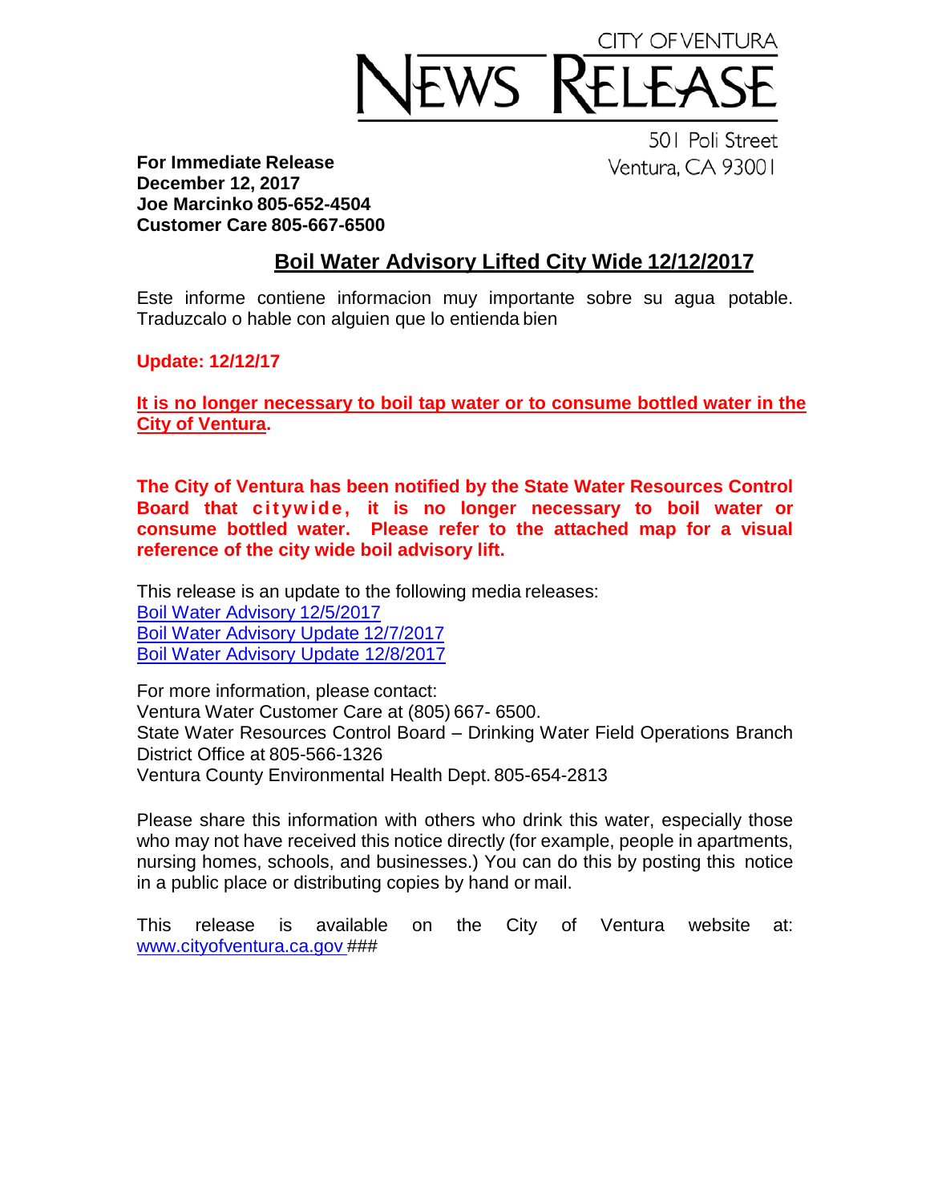CITY OF VENTURA

# NEWS RELEASE

501 Poli Street
Ventura, CA 93001

**For Immediate Release**
**December 12, 2017**
**Joe Marcinko 805-652-4504**
**Customer Care 805-667-6500**

## Boil Water Advisory Lifted City Wide 12/12/2017

Este informe contiene informacion muy importante sobre su agua potable. Traduzcalo o hable con alguien que lo entienda bien

**Update: 12/12/17**

**It is no longer necessary to boil tap water or to consume bottled water in the City of Ventura.**

**The City of Ventura has been notified by the State Water Resources Control Board that citywide, it is no longer necessary to boil water or consume bottled water. Please refer to the attached map for a visual reference of the city wide boil advisory lift.**

This release is an update to the following media releases:
Boil Water Advisory 12/5/2017
Boil Water Advisory Update 12/7/2017
Boil Water Advisory Update 12/8/2017

For more information, please contact:
Ventura Water Customer Care at (805) 667- 6500.
State Water Resources Control Board – Drinking Water Field Operations Branch District Office at 805-566-1326
Ventura County Environmental Health Dept. 805-654-2813

Please share this information with others who drink this water, especially those who may not have received this notice directly (for example, people in apartments, nursing homes, schools, and businesses.) You can do this by posting this notice in a public place or distributing copies by hand or mail.

This release is available on the City of Ventura website at: www.cityofventura.ca.gov ###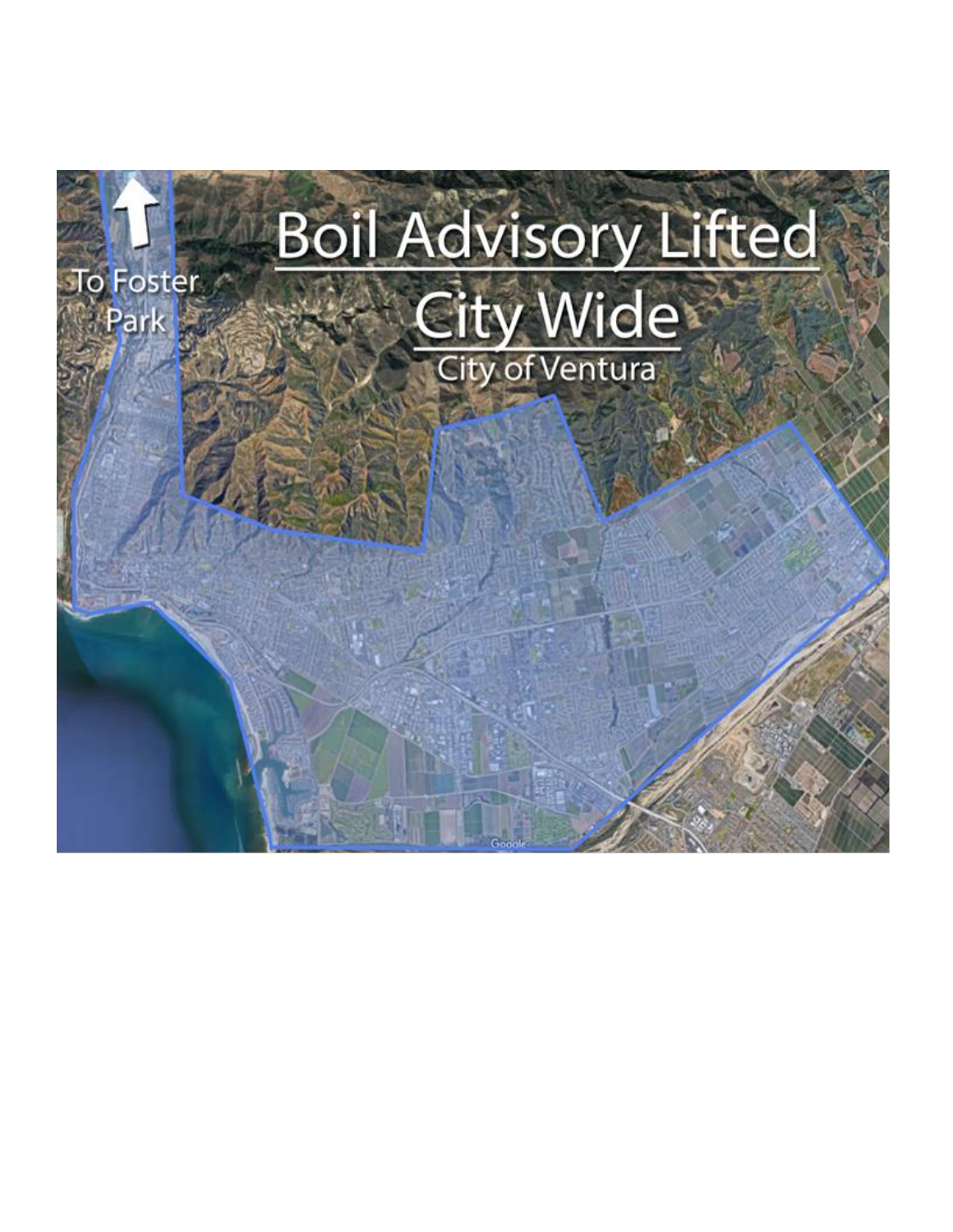Boil Advisory Lifted

City Wide

City of Ventura

To Foster Park

Google